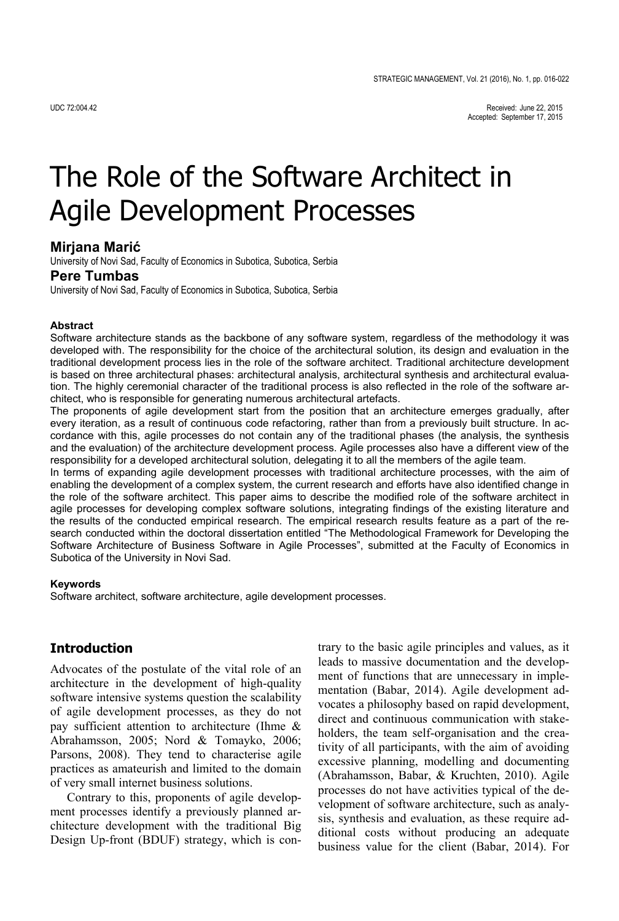UDC 72:004.42

Received: June 22, 2015
Accepted: September 17, 2015

# The Role of the Software Architect in Agile Development Processes

**Mirjana Marić**
University of Novi Sad, Faculty of Economics in Subotica, Subotica, Serbia

**Pere Tumbas**
University of Novi Sad, Faculty of Economics in Subotica, Subotica, Serbia

#### Abstract

Software architecture stands as the backbone of any software system, regardless of the methodology it was developed with. The responsibility for the choice of the architectural solution, its design and evaluation in the traditional development process lies in the role of the software architect. Traditional architecture development is based on three architectural phases: architectural analysis, architectural synthesis and architectural evaluation. The highly ceremonial character of the traditional process is also reflected in the role of the software architect, who is responsible for generating numerous architectural artefacts.

The proponents of agile development start from the position that an architecture emerges gradually, after every iteration, as a result of continuous code refactoring, rather than from a previously built structure. In accordance with this, agile processes do not contain any of the traditional phases (the analysis, the synthesis and the evaluation) of the architecture development process. Agile processes also have a different view of the responsibility for a developed architectural solution, delegating it to all the members of the agile team.

In terms of expanding agile development processes with traditional architecture processes, with the aim of enabling the development of a complex system, the current research and efforts have also identified change in the role of the software architect. This paper aims to describe the modified role of the software architect in agile processes for developing complex software solutions, integrating findings of the existing literature and the results of the conducted empirical research. The empirical research results feature as a part of the research conducted within the doctoral dissertation entitled "The Methodological Framework for Developing the Software Architecture of Business Software in Agile Processes", submitted at the Faculty of Economics in Subotica of the University in Novi Sad.

#### Keywords

Software architect, software architecture, agile development processes.

## Introduction

Advocates of the postulate of the vital role of an architecture in the development of high-quality software intensive systems question the scalability of agile development processes, as they do not pay sufficient attention to architecture (Ihme & Abrahamsson, 2005; Nord & Tomayko, 2006; Parsons, 2008). They tend to characterise agile practices as amateurish and limited to the domain of very small internet business solutions.

Contrary to this, proponents of agile development processes identify a previously planned architecture development with the traditional Big Design Up-front (BDUF) strategy, which is contrary to the basic agile principles and values, as it leads to massive documentation and the development of functions that are unnecessary in implementation (Babar, 2014). Agile development advocates a philosophy based on rapid development, direct and continuous communication with stakeholders, the team self-organisation and the creativity of all participants, with the aim of avoiding excessive planning, modelling and documenting (Abrahamsson, Babar, & Kruchten, 2010). Agile processes do not have activities typical of the development of software architecture, such as analysis, synthesis and evaluation, as these require additional costs without producing an adequate business value for the client (Babar, 2014). For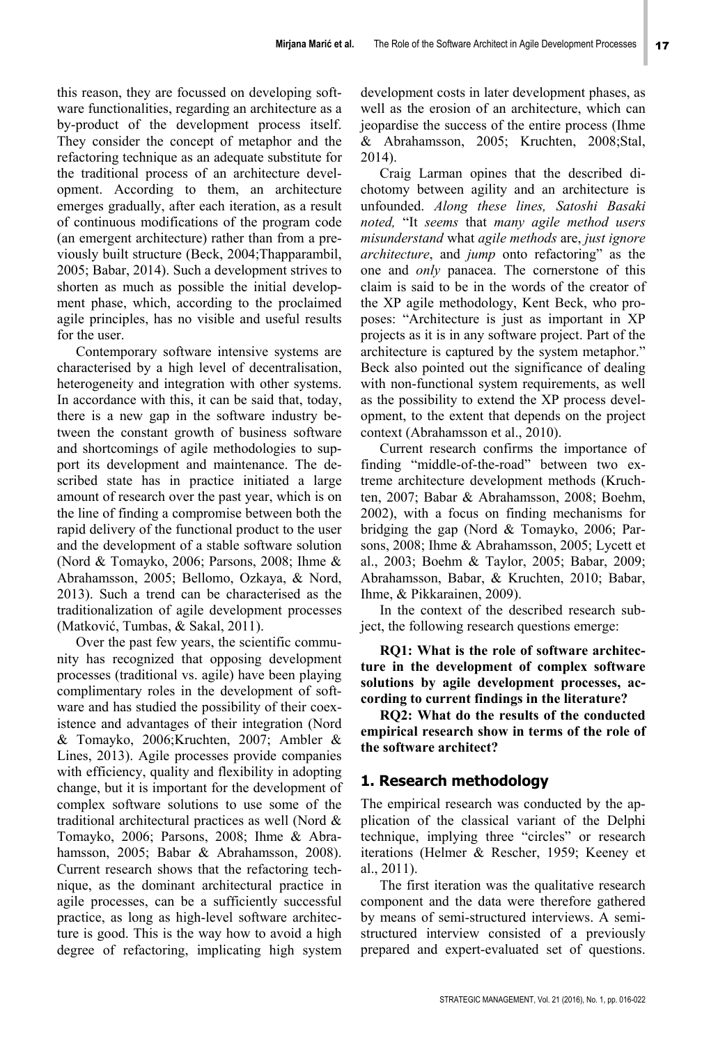this reason, they are focussed on developing software functionalities, regarding an architecture as a by-product of the development process itself. They consider the concept of metaphor and the refactoring technique as an adequate substitute for the traditional process of an architecture development. According to them, an architecture emerges gradually, after each iteration, as a result of continuous modifications of the program code (an emergent architecture) rather than from a previously built structure (Beck, 2004;Thapparambil, 2005; Babar, 2014). Such a development strives to shorten as much as possible the initial development phase, which, according to the proclaimed agile principles, has no visible and useful results for the user.

Contemporary software intensive systems are characterised by a high level of decentralisation, heterogeneity and integration with other systems. In accordance with this, it can be said that, today, there is a new gap in the software industry between the constant growth of business software and shortcomings of agile methodologies to support its development and maintenance. The described state has in practice initiated a large amount of research over the past year, which is on the line of finding a compromise between both the rapid delivery of the functional product to the user and the development of a stable software solution (Nord & Tomayko, 2006; Parsons, 2008; Ihme & Abrahamsson, 2005; Bellomo, Ozkaya, & Nord, 2013). Such a trend can be characterised as the traditionalization of agile development processes (Matković, Tumbas, & Sakal, 2011).

Over the past few years, the scientific community has recognized that opposing development processes (traditional vs. agile) have been playing complimentary roles in the development of software and has studied the possibility of their coexistence and advantages of their integration (Nord & Tomayko, 2006;Kruchten, 2007; Ambler & Lines, 2013). Agile processes provide companies with efficiency, quality and flexibility in adopting change, but it is important for the development of complex software solutions to use some of the traditional architectural practices as well (Nord & Tomayko, 2006; Parsons, 2008; Ihme & Abrahamsson, 2005; Babar & Abrahamsson, 2008). Current research shows that the refactoring technique, as the dominant architectural practice in agile processes, can be a sufficiently successful practice, as long as high-level software architecture is good. This is the way how to avoid a high degree of refactoring, implicating high system development costs in later development phases, as well as the erosion of an architecture, which can jeopardise the success of the entire process (Ihme & Abrahamsson, 2005; Kruchten, 2008;Stal, 2014).

Craig Larman opines that the described dichotomy between agility and an architecture is unfounded. *Along these lines, Satoshi Basaki noted,* "It *seems* that *many agile method users misunderstand* what *agile methods* are, *just ignore architecture*, and *jump* onto refactoring" as the one and *only* panacea. The cornerstone of this claim is said to be in the words of the creator of the XP agile methodology, Kent Beck, who proposes: "Architecture is just as important in XP projects as it is in any software project. Part of the architecture is captured by the system metaphor." Beck also pointed out the significance of dealing with non-functional system requirements, as well as the possibility to extend the XP process development, to the extent that depends on the project context (Abrahamsson et al., 2010).

Current research confirms the importance of finding "middle-of-the-road" between two extreme architecture development methods (Kruchten, 2007; Babar & Abrahamsson, 2008; Boehm, 2002), with a focus on finding mechanisms for bridging the gap (Nord & Tomayko, 2006; Parsons, 2008; Ihme & Abrahamsson, 2005; Lycett et al., 2003; Boehm & Taylor, 2005; Babar, 2009; Abrahamsson, Babar, & Kruchten, 2010; Babar, Ihme, & Pikkarainen, 2009).

In the context of the described research subject, the following research questions emerge:

**RQ1: What is the role of software architecture in the development of complex software solutions by agile development processes, according to current findings in the literature?**

**RQ2: What do the results of the conducted empirical research show in terms of the role of the software architect?**

## 1. Research methodology

The empirical research was conducted by the application of the classical variant of the Delphi technique, implying three "circles" or research iterations (Helmer & Rescher, 1959; Keeney et al., 2011).

The first iteration was the qualitative research component and the data were therefore gathered by means of semi-structured interviews. A semi-structured interview consisted of a previously prepared and expert-evaluated set of questions.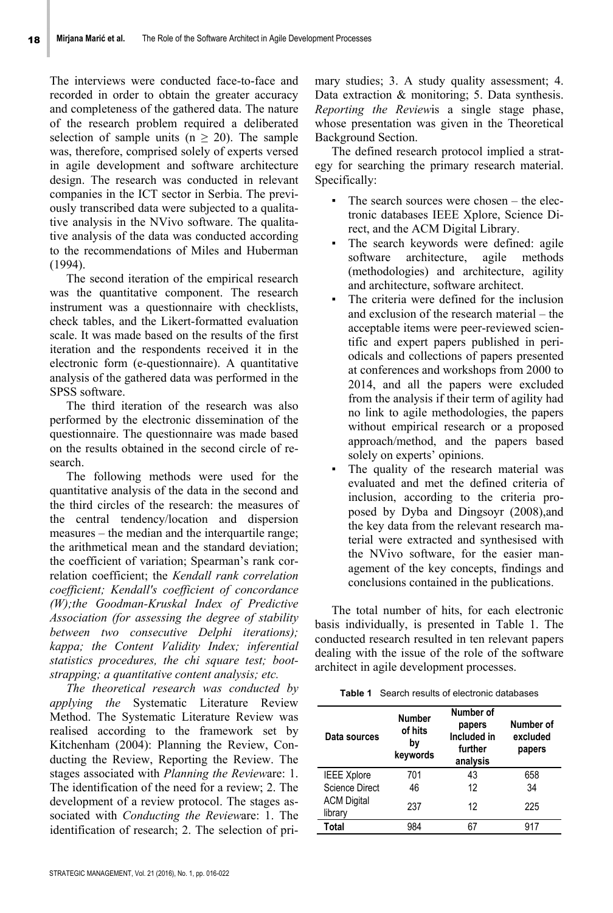The interviews were conducted face-to-face and recorded in order to obtain the greater accuracy and completeness of the gathered data. The nature of the research problem required a deliberated selection of sample units ($n \geq 20$). The sample was, therefore, comprised solely of experts versed in agile development and software architecture design. The research was conducted in relevant companies in the ICT sector in Serbia. The previously transcribed data were subjected to a qualitative analysis in the NVivo software. The qualitative analysis of the data was conducted according to the recommendations of Miles and Huberman (1994).

The second iteration of the empirical research was the quantitative component. The research instrument was a questionnaire with checklists, check tables, and the Likert-formatted evaluation scale. It was made based on the results of the first iteration and the respondents received it in the electronic form (e-questionnaire). A quantitative analysis of the gathered data was performed in the SPSS software.

The third iteration of the research was also performed by the electronic dissemination of the questionnaire. The questionnaire was made based on the results obtained in the second circle of research.

The following methods were used for the quantitative analysis of the data in the second and the third circles of the research: the measures of the central tendency/location and dispersion measures – the median and the interquartile range; the arithmetical mean and the standard deviation; the coefficient of variation; Spearman's rank correlation coefficient; the *Kendall rank correlation coefficient; Kendall's coefficient of concordance (W);the Goodman-Kruskal Index of Predictive Association (for assessing the degree of stability between two consecutive Delphi iterations); kappa; the Content Validity Index; inferential statistics procedures, the chi square test; bootstrapping; a quantitative content analysis; etc.*

*The theoretical research was conducted by applying the* Systematic Literature Review Method. The Systematic Literature Review was realised according to the framework set by Kitchenham (2004): Planning the Review, Conducting the Review, Reporting the Review. The stages associated with *Planning the Review*are: 1. The identification of the need for a review; 2. The development of a review protocol. The stages associated with *Conducting the Review*are: 1. The identification of research; 2. The selection of primary studies; 3. A study quality assessment; 4. Data extraction & monitoring; 5. Data synthesis. *Reporting the Review*is a single stage phase, whose presentation was given in the Theoretical Background Section.

The defined research protocol implied a strategy for searching the primary research material. Specifically:

- The search sources were chosen – the electronic databases IEEE Xplore, Science Direct, and the ACM Digital Library.
- The search keywords were defined: agile software architecture, agile methods (methodologies) and architecture, agility and architecture, software architect.
- The criteria were defined for the inclusion and exclusion of the research material – the acceptable items were peer-reviewed scientific and expert papers published in periodicals and collections of papers presented at conferences and workshops from 2000 to 2014, and all the papers were excluded from the analysis if their term of agility had no link to agile methodologies, the papers without empirical research or a proposed approach/method, and the papers based solely on experts' opinions.
- The quality of the research material was evaluated and met the defined criteria of inclusion, according to the criteria proposed by Dyba and Dingsoyr (2008),and the key data from the relevant research material were extracted and synthesised with the NVivo software, for the easier management of the key concepts, findings and conclusions contained in the publications.

The total number of hits, for each electronic basis individually, is presented in Table 1. The conducted research resulted in ten relevant papers dealing with the issue of the role of the software architect in agile development processes.

**Table 1** Search results of electronic databases

| Data sources | Number of hits by keywords | Number of papers Included in further analysis | Number of excluded papers |
|---|---|---|---|
| IEEE Xplore | 701 | 43 | 658 |
| Science Direct | 46 | 12 | 34 |
| ACM Digital library | 237 | 12 | 225 |
| **Total** | 984 | 67 | 917 |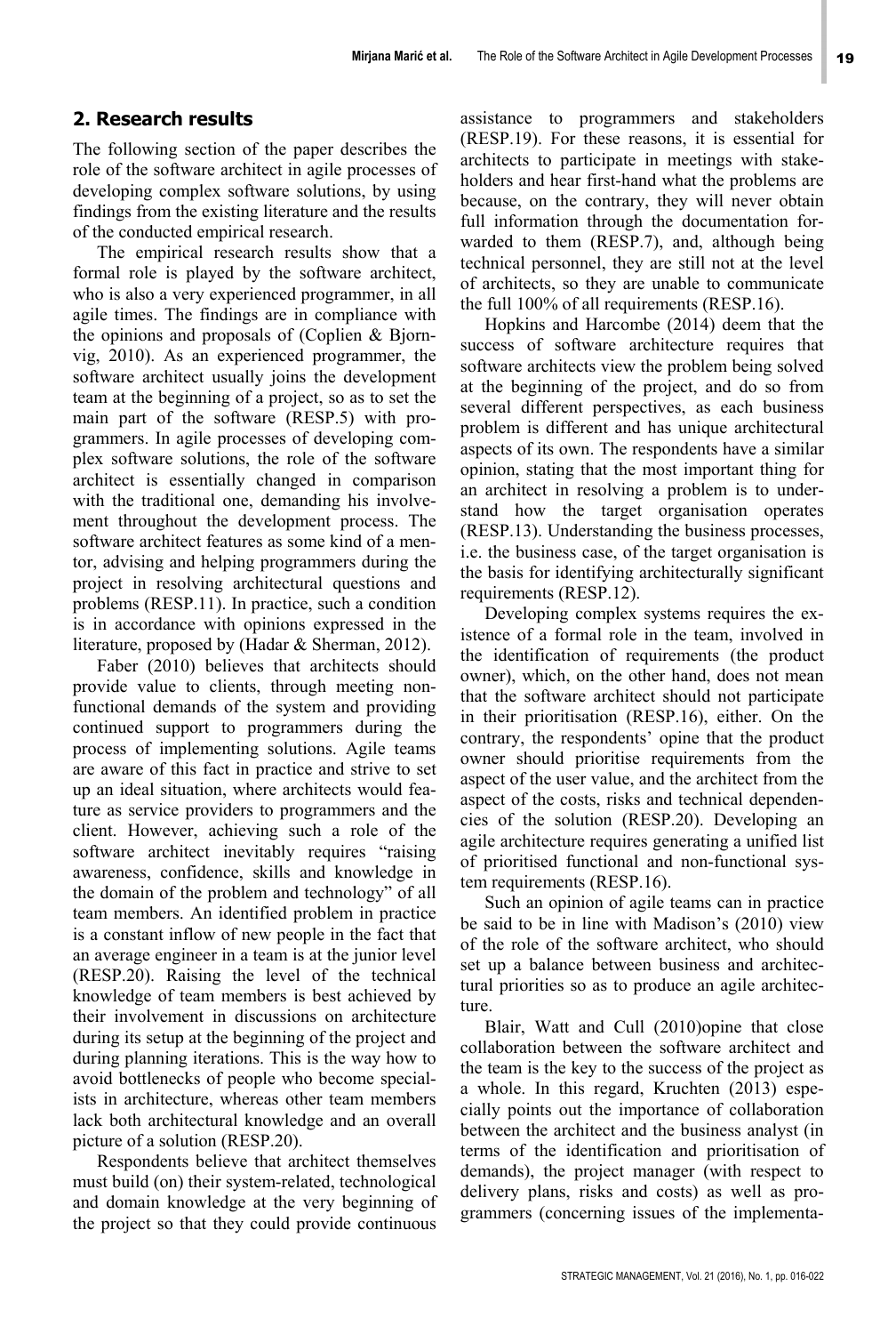## 2. Research results

The following section of the paper describes the role of the software architect in agile processes of developing complex software solutions, by using findings from the existing literature and the results of the conducted empirical research.

The empirical research results show that a formal role is played by the software architect, who is also a very experienced programmer, in all agile times. The findings are in compliance with the opinions and proposals of (Coplien & Bjornvig, 2010). As an experienced programmer, the software architect usually joins the development team at the beginning of a project, so as to set the main part of the software (RESP.5) with programmers. In agile processes of developing complex software solutions, the role of the software architect is essentially changed in comparison with the traditional one, demanding his involvement throughout the development process. The software architect features as some kind of a mentor, advising and helping programmers during the project in resolving architectural questions and problems (RESP.11). In practice, such a condition is in accordance with opinions expressed in the literature, proposed by (Hadar & Sherman, 2012).

Faber (2010) believes that architects should provide value to clients, through meeting non-functional demands of the system and providing continued support to programmers during the process of implementing solutions. Agile teams are aware of this fact in practice and strive to set up an ideal situation, where architects would feature as service providers to programmers and the client. However, achieving such a role of the software architect inevitably requires "raising awareness, confidence, skills and knowledge in the domain of the problem and technology" of all team members. An identified problem in practice is a constant inflow of new people in the fact that an average engineer in a team is at the junior level (RESP.20). Raising the level of the technical knowledge of team members is best achieved by their involvement in discussions on architecture during its setup at the beginning of the project and during planning iterations. This is the way how to avoid bottlenecks of people who become specialists in architecture, whereas other team members lack both architectural knowledge and an overall picture of a solution (RESP.20).

Respondents believe that architect themselves must build (on) their system-related, technological and domain knowledge at the very beginning of the project so that they could provide continuous assistance to programmers and stakeholders (RESP.19). For these reasons, it is essential for architects to participate in meetings with stakeholders and hear first-hand what the problems are because, on the contrary, they will never obtain full information through the documentation forwarded to them (RESP.7), and, although being technical personnel, they are still not at the level of architects, so they are unable to communicate the full 100% of all requirements (RESP.16).

Hopkins and Harcombe (2014) deem that the success of software architecture requires that software architects view the problem being solved at the beginning of the project, and do so from several different perspectives, as each business problem is different and has unique architectural aspects of its own. The respondents have a similar opinion, stating that the most important thing for an architect in resolving a problem is to understand how the target organisation operates (RESP.13). Understanding the business processes, i.e. the business case, of the target organisation is the basis for identifying architecturally significant requirements (RESP.12).

Developing complex systems requires the existence of a formal role in the team, involved in the identification of requirements (the product owner), which, on the other hand, does not mean that the software architect should not participate in their prioritisation (RESP.16), either. On the contrary, the respondents' opine that the product owner should prioritise requirements from the aspect of the user value, and the architect from the aspect of the costs, risks and technical dependencies of the solution (RESP.20). Developing an agile architecture requires generating a unified list of prioritised functional and non-functional system requirements (RESP.16).

Such an opinion of agile teams can in practice be said to be in line with Madison's (2010) view of the role of the software architect, who should set up a balance between business and architectural priorities so as to produce an agile architecture.

Blair, Watt and Cull (2010)opine that close collaboration between the software architect and the team is the key to the success of the project as a whole. In this regard, Kruchten (2013) especially points out the importance of collaboration between the architect and the business analyst (in terms of the identification and prioritisation of demands), the project manager (with respect to delivery plans, risks and costs) as well as programmers (concerning issues of the implementa-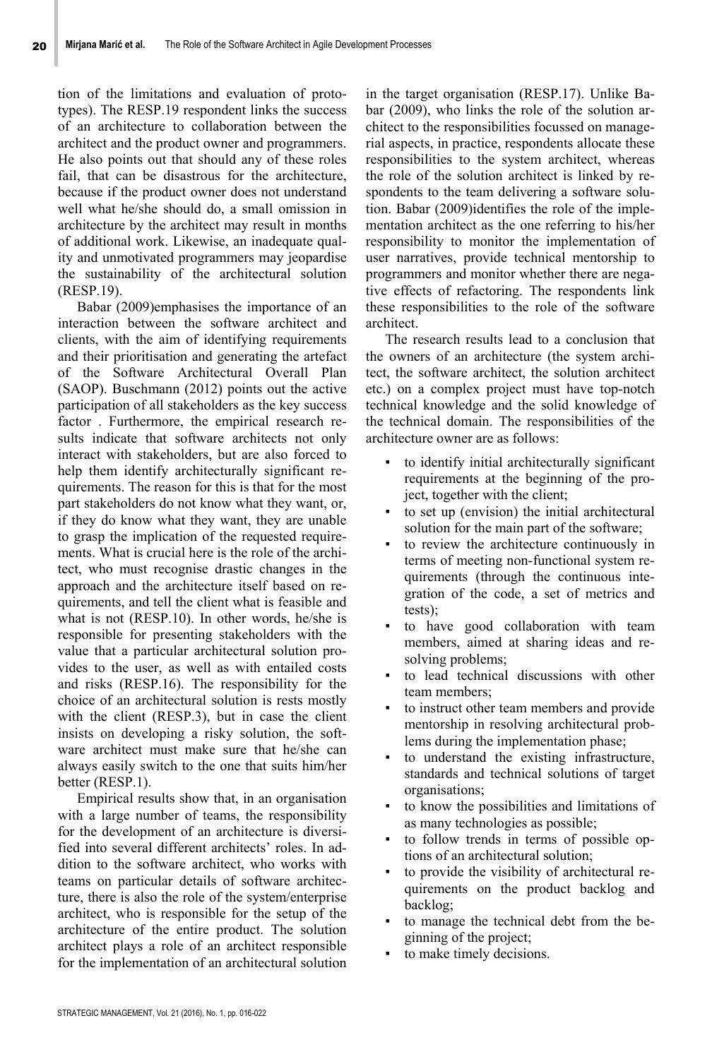tion of the limitations and evaluation of prototypes). The RESP.19 respondent links the success of an architecture to collaboration between the architect and the product owner and programmers. He also points out that should any of these roles fail, that can be disastrous for the architecture, because if the product owner does not understand well what he/she should do, a small omission in architecture by the architect may result in months of additional work. Likewise, an inadequate quality and unmotivated programmers may jeopardise the sustainability of the architectural solution (RESP.19).

Babar (2009)emphasises the importance of an interaction between the software architect and clients, with the aim of identifying requirements and their prioritisation and generating the artefact of the Software Architectural Overall Plan (SAOP). Buschmann (2012) points out the active participation of all stakeholders as the key success factor . Furthermore, the empirical research results indicate that software architects not only interact with stakeholders, but are also forced to help them identify architecturally significant requirements. The reason for this is that for the most part stakeholders do not know what they want, or, if they do know what they want, they are unable to grasp the implication of the requested requirements. What is crucial here is the role of the architect, who must recognise drastic changes in the approach and the architecture itself based on requirements, and tell the client what is feasible and what is not (RESP.10). In other words, he/she is responsible for presenting stakeholders with the value that a particular architectural solution provides to the user, as well as with entailed costs and risks (RESP.16). The responsibility for the choice of an architectural solution is rests mostly with the client (RESP.3), but in case the client insists on developing a risky solution, the software architect must make sure that he/she can always easily switch to the one that suits him/her better (RESP.1).

Empirical results show that, in an organisation with a large number of teams, the responsibility for the development of an architecture is diversified into several different architects' roles. In addition to the software architect, who works with teams on particular details of software architecture, there is also the role of the system/enterprise architect, who is responsible for the setup of the architecture of the entire product. The solution architect plays a role of an architect responsible for the implementation of an architectural solution in the target organisation (RESP.17). Unlike Babar (2009), who links the role of the solution architect to the responsibilities focussed on managerial aspects, in practice, respondents allocate these responsibilities to the system architect, whereas the role of the solution architect is linked by respondents to the team delivering a software solution. Babar (2009)identifies the role of the implementation architect as the one referring to his/her responsibility to monitor the implementation of user narratives, provide technical mentorship to programmers and monitor whether there are negative effects of refactoring. The respondents link these responsibilities to the role of the software architect.

The research results lead to a conclusion that the owners of an architecture (the system architect, the software architect, the solution architect etc.) on a complex project must have top-notch technical knowledge and the solid knowledge of the technical domain. The responsibilities of the architecture owner are as follows:

- to identify initial architecturally significant requirements at the beginning of the project, together with the client;
- to set up (envision) the initial architectural solution for the main part of the software;
- to review the architecture continuously in terms of meeting non-functional system requirements (through the continuous integration of the code, a set of metrics and tests);
- to have good collaboration with team members, aimed at sharing ideas and resolving problems;
- to lead technical discussions with other team members;
- to instruct other team members and provide mentorship in resolving architectural problems during the implementation phase;
- to understand the existing infrastructure, standards and technical solutions of target organisations;
- to know the possibilities and limitations of as many technologies as possible;
- to follow trends in terms of possible options of an architectural solution;
- to provide the visibility of architectural requirements on the product backlog and backlog;
- to manage the technical debt from the beginning of the project;
- to make timely decisions.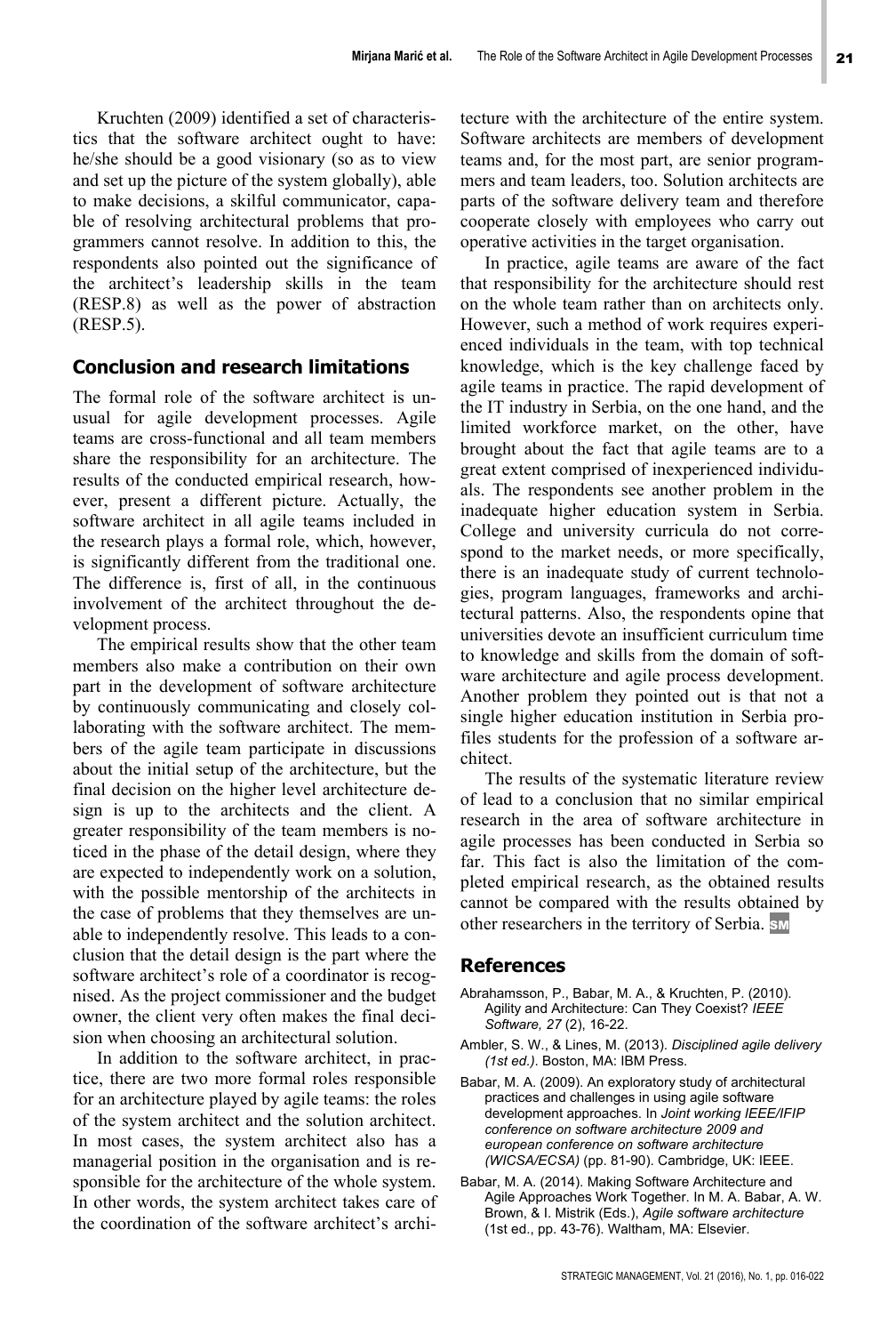Kruchten (2009) identified a set of characteristics that the software architect ought to have: he/she should be a good visionary (so as to view and set up the picture of the system globally), able to make decisions, a skilful communicator, capable of resolving architectural problems that programmers cannot resolve. In addition to this, the respondents also pointed out the significance of the architect's leadership skills in the team (RESP.8) as well as the power of abstraction (RESP.5).

## Conclusion and research limitations

The formal role of the software architect is unusual for agile development processes. Agile teams are cross-functional and all team members share the responsibility for an architecture. The results of the conducted empirical research, however, present a different picture. Actually, the software architect in all agile teams included in the research plays a formal role, which, however, is significantly different from the traditional one. The difference is, first of all, in the continuous involvement of the architect throughout the development process.

The empirical results show that the other team members also make a contribution on their own part in the development of software architecture by continuously communicating and closely collaborating with the software architect. The members of the agile team participate in discussions about the initial setup of the architecture, but the final decision on the higher level architecture design is up to the architects and the client. A greater responsibility of the team members is noticed in the phase of the detail design, where they are expected to independently work on a solution, with the possible mentorship of the architects in the case of problems that they themselves are unable to independently resolve. This leads to a conclusion that the detail design is the part where the software architect's role of a coordinator is recognised. As the project commissioner and the budget owner, the client very often makes the final decision when choosing an architectural solution.

In addition to the software architect, in practice, there are two more formal roles responsible for an architecture played by agile teams: the roles of the system architect and the solution architect. In most cases, the system architect also has a managerial position in the organisation and is responsible for the architecture of the whole system. In other words, the system architect takes care of the coordination of the software architect's architecture with the architecture of the entire system. Software architects are members of development teams and, for the most part, are senior programmers and team leaders, too. Solution architects are parts of the software delivery team and therefore cooperate closely with employees who carry out operative activities in the target organisation.

In practice, agile teams are aware of the fact that responsibility for the architecture should rest on the whole team rather than on architects only. However, such a method of work requires experienced individuals in the team, with top technical knowledge, which is the key challenge faced by agile teams in practice. The rapid development of the IT industry in Serbia, on the one hand, and the limited workforce market, on the other, have brought about the fact that agile teams are to a great extent comprised of inexperienced individuals. The respondents see another problem in the inadequate higher education system in Serbia. College and university curricula do not correspond to the market needs, or more specifically, there is an inadequate study of current technologies, program languages, frameworks and architectural patterns. Also, the respondents opine that universities devote an insufficient curriculum time to knowledge and skills from the domain of software architecture and agile process development. Another problem they pointed out is that not a single higher education institution in Serbia profiles students for the profession of a software architect.

The results of the systematic literature review of lead to a conclusion that no similar empirical research in the area of software architecture in agile processes has been conducted in Serbia so far. This fact is also the limitation of the completed empirical research, as the obtained results cannot be compared with the results obtained by other researchers in the territory of Serbia.

## References

Abrahamsson, P., Babar, M. A., & Kruchten, P. (2010). Agility and Architecture: Can They Coexist? *IEEE Software, 27* (2), 16-22.

Ambler, S. W., & Lines, M. (2013). *Disciplined agile delivery (1st ed.)*. Boston, MA: IBM Press.

Babar, M. A. (2009). An exploratory study of architectural practices and challenges in using agile software development approaches. In *Joint working IEEE/IFIP conference on software architecture 2009 and european conference on software architecture (WICSA/ECSA)* (pp. 81-90). Cambridge, UK: IEEE.

Babar, M. A. (2014). Making Software Architecture and Agile Approaches Work Together. In M. A. Babar, A. W. Brown, & I. Mistrik (Eds.), *Agile software architecture* (1st ed., pp. 43-76). Waltham, MA: Elsevier.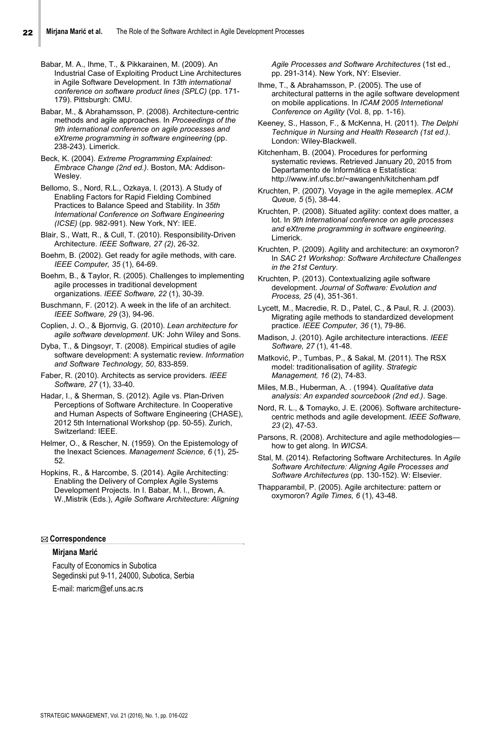Babar, M. A., Ihme, T., & Pikkarainen, M. (2009). An Industrial Case of Exploiting Product Line Architectures in Agile Software Development. In *13th international conference on software product lines (SPLC)* (pp. 171-179). Pittsburgh: CMU.

Babar, M., & Abrahamsson, P. (2008). Architecture-centric methods and agile approaches. In *Proceedings of the 9th international conference on agile processes and eXtreme programming in software engineering* (pp. 238-243). Limerick.

Beck, K. (2004). *Extreme Programming Explained: Embrace Change (2nd ed.)*. Boston, MA: Addison-Wesley.

Bellomo, S., Nord, R.L., Ozkaya, I. (2013). A Study of Enabling Factors for Rapid Fielding Combined Practices to Balance Speed and Stability. In *35th International Conference on Software Engineering (ICSE)* (pp. 982-991). New York, NY: IEE.

Blair, S., Watt, R., & Cull, T. (2010). Responsibility-Driven Architecture. *IEEE Software, 27 (2)*, 26-32.

Boehm, B. (2002). Get ready for agile methods, with care. *IEEE Computer, 35* (1), 64-69.

Boehm, B., & Taylor, R. (2005). Challenges to implementing agile processes in traditional development organizations. *IEEE Software, 22* (1), 30-39.

Buschmann, F. (2012). A week in the life of an architect. *IEEE Software, 29* (3), 94-96.

Coplien, J. O., & Bjornvig, G. (2010). *Lean architecture for agile software development*. UK: John Wiley and Sons.

Dyba, T., & Dingsoyr, T. (2008). Empirical studies of agile software development: A systematic review. *Information and Software Technology, 50*, 833-859.

Faber, R. (2010). Architects as service providers. *IEEE Software, 27* (1), 33-40.

Hadar, I., & Sherman, S. (2012). Agile vs. Plan-Driven Perceptions of Software Architecture. In Cooperative and Human Aspects of Software Engineering (CHASE), 2012 5th International Workshop (pp. 50-55). Zurich, Switzerland: IEEE.

Helmer, O., & Rescher, N. (1959). On the Epistemology of the Inexact Sciences. *Management Science, 6* (1), 25-52.

Hopkins, R., & Harcombe, S. (2014). Agile Architecting: Enabling the Delivery of Complex Agile Systems Development Projects. In I. Babar, M. I., Brown, A. W.,Mistrik (Eds.), *Agile Software Architecture: Aligning Agile Processes and Software Architectures* (1st ed., pp. 291-314). New York, NY: Elsevier.

Ihme, T., & Abrahamsson, P. (2005). The use of architectural patterns in the agile software development on mobile applications. In *ICAM 2005 Internetional Conference on Agility* (Vol. 8, pp. 1-16).

Keeney, S., Hasson, F., & McKenna, H. (2011). *The Delphi Technique in Nursing and Health Research (1st ed.)*. London: Wiley-Blackwell.

Kitchenham, B. (2004). Procedures for performing systematic reviews. Retrieved January 20, 2015 from Departamento de Informática e Estatística: http://www.inf.ufsc.br/~awangenh/kitchenham.pdf

Kruchten, P. (2007). Voyage in the agile memeplex. *ACM Queue, 5* (5), 38-44.

Kruchten, P. (2008). Situated agility: context does matter, a lot. In *9th International conference on agile processes and eXtreme programming in software engineering*. Limerick.

Kruchten, P. (2009). Agility and architecture: an oxymoron? In *SAC 21 Workshop: Software Architecture Challenges in the 21st Century*.

Kruchten, P. (2013). Contextualizing agile software development. *Journal of Software: Evolution and Process, 25* (4), 351-361.

Lycett, M., Macredie, R. D., Patel, C., & Paul, R. J. (2003). Migrating agile methods to standardized development practice. *IEEE Computer, 36* (1), 79-86.

Madison, J. (2010). Agile architecture interactions. *IEEE Software, 27* (1), 41-48.

Matković, P., Tumbas, P., & Sakal, M. (2011). The RSX model: traditionalisation of agility. *Strategic Management, 16* (2), 74-83.

Miles, M.B., Huberman, A. . (1994). *Qualitative data analysis: An expanded sourcebook (2nd ed.)*. Sage.

Nord, R. L., & Tomayko, J. E. (2006). Software architecture-centric methods and agile development. *IEEE Software, 23* (2), 47-53.

Parsons, R. (2008). Architecture and agile methodologies—how to get along. In *WICSA*.

Stal, M. (2014). Refactoring Software Architectures. In *Agile Software Architecture: Aligning Agile Processes and Software Architectures* (pp. 130-152). W: Elsevier.

Thapparambil, P. (2005). Agile architecture: pattern or oxymoron? *Agile Times, 6* (1), 43-48.

✉ **Correspondence**

**Mirjana Marić**

Faculty of Economics in Subotica
Segedinski put 9-11, 24000, Subotica, Serbia

E-mail: maricm@ef.uns.ac.rs